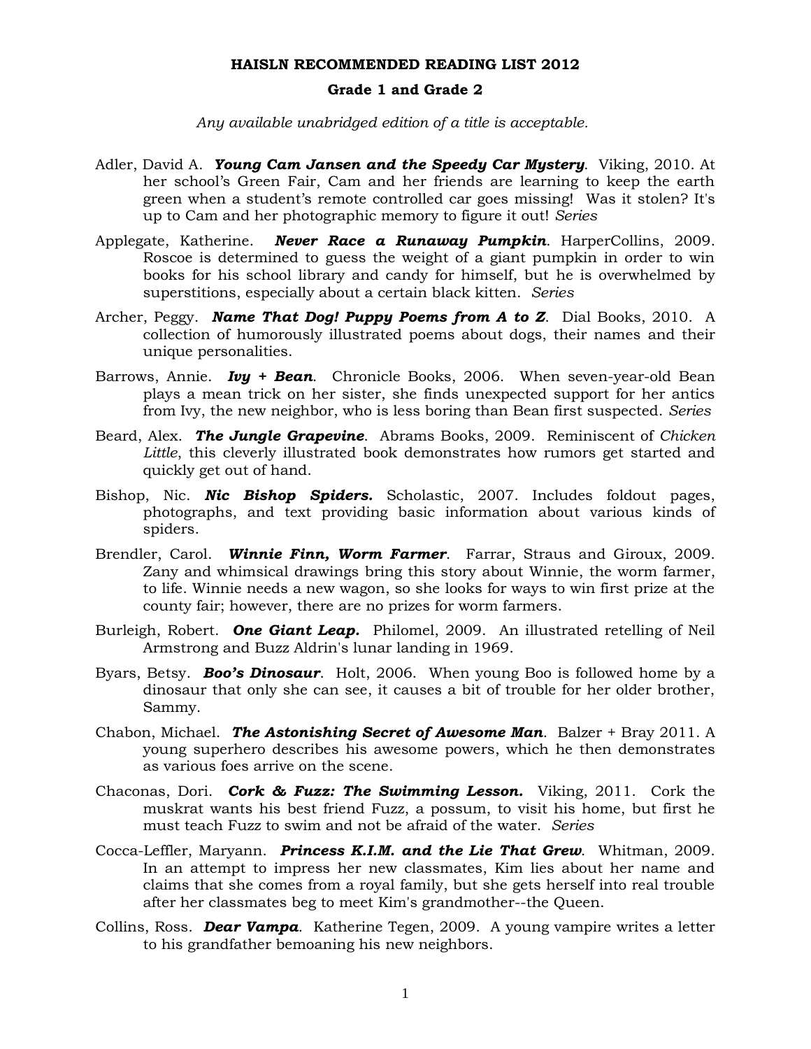**HAISLN RECOMMENDED READING LIST 2012**

**Grade 1 and Grade 2**

*Any available unabridged edition of a title is acceptable.*

Adler, David A. ***Young Cam Jansen and the Speedy Car Mystery***. Viking, 2010. At her school's Green Fair, Cam and her friends are learning to keep the earth green when a student's remote controlled car goes missing! Was it stolen? It's up to Cam and her photographic memory to figure it out! *Series*

Applegate, Katherine. ***Never Race a Runaway Pumpkin***. HarperCollins, 2009. Roscoe is determined to guess the weight of a giant pumpkin in order to win books for his school library and candy for himself, but he is overwhelmed by superstitions, especially about a certain black kitten. *Series*

Archer, Peggy. ***Name That Dog! Puppy Poems from A to Z***. Dial Books, 2010. A collection of humorously illustrated poems about dogs, their names and their unique personalities.

Barrows, Annie. ***Ivy + Bean***. Chronicle Books, 2006. When seven-year-old Bean plays a mean trick on her sister, she finds unexpected support for her antics from Ivy, the new neighbor, who is less boring than Bean first suspected. *Series*

Beard, Alex. ***The Jungle Grapevine***. Abrams Books, 2009. Reminiscent of *Chicken Little*, this cleverly illustrated book demonstrates how rumors get started and quickly get out of hand.

Bishop, Nic. ***Nic Bishop Spiders.*** Scholastic, 2007. Includes foldout pages, photographs, and text providing basic information about various kinds of spiders.

Brendler, Carol. ***Winnie Finn, Worm Farmer***. Farrar, Straus and Giroux, 2009. Zany and whimsical drawings bring this story about Winnie, the worm farmer, to life. Winnie needs a new wagon, so she looks for ways to win first prize at the county fair; however, there are no prizes for worm farmers.

Burleigh, Robert. ***One Giant Leap.*** Philomel, 2009. An illustrated retelling of Neil Armstrong and Buzz Aldrin's lunar landing in 1969.

Byars, Betsy. ***Boo's Dinosaur***. Holt, 2006. When young Boo is followed home by a dinosaur that only she can see, it causes a bit of trouble for her older brother, Sammy.

Chabon, Michael. ***The Astonishing Secret of Awesome Man***. Balzer + Bray 2011. A young superhero describes his awesome powers, which he then demonstrates as various foes arrive on the scene.

Chaconas, Dori. ***Cork & Fuzz: The Swimming Lesson.*** Viking, 2011. Cork the muskrat wants his best friend Fuzz, a possum, to visit his home, but first he must teach Fuzz to swim and not be afraid of the water. *Series*

Cocca-Leffler, Maryann. ***Princess K.I.M. and the Lie That Grew***. Whitman, 2009. In an attempt to impress her new classmates, Kim lies about her name and claims that she comes from a royal family, but she gets herself into real trouble after her classmates beg to meet Kim's grandmother--the Queen.

Collins, Ross. ***Dear Vampa***. Katherine Tegen, 2009. A young vampire writes a letter to his grandfather bemoaning his new neighbors.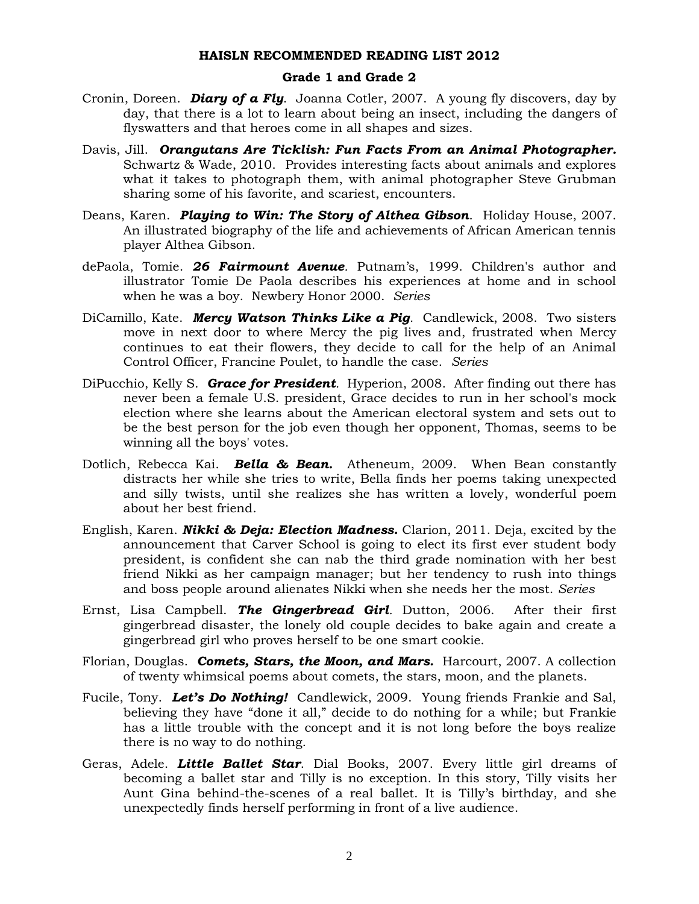**HAISLN RECOMMENDED READING LIST 2012**

**Grade 1 and Grade 2**

Cronin, Doreen. ***Diary of a Fly***. Joanna Cotler, 2007. A young fly discovers, day by day, that there is a lot to learn about being an insect, including the dangers of flyswatters and that heroes come in all shapes and sizes.

Davis, Jill. ***Orangutans Are Ticklish: Fun Facts From an Animal Photographer.*** Schwartz & Wade, 2010. Provides interesting facts about animals and explores what it takes to photograph them, with animal photographer Steve Grubman sharing some of his favorite, and scariest, encounters.

Deans, Karen. ***Playing to Win: The Story of Althea Gibson***. Holiday House, 2007. An illustrated biography of the life and achievements of African American tennis player Althea Gibson.

dePaola, Tomie. ***26 Fairmount Avenue***. Putnam's, 1999. Children's author and illustrator Tomie De Paola describes his experiences at home and in school when he was a boy. Newbery Honor 2000. *Series*

DiCamillo, Kate. ***Mercy Watson Thinks Like a Pig***. Candlewick, 2008. Two sisters move in next door to where Mercy the pig lives and, frustrated when Mercy continues to eat their flowers, they decide to call for the help of an Animal Control Officer, Francine Poulet, to handle the case. *Series*

DiPucchio, Kelly S. ***Grace for President***. Hyperion, 2008. After finding out there has never been a female U.S. president, Grace decides to run in her school's mock election where she learns about the American electoral system and sets out to be the best person for the job even though her opponent, Thomas, seems to be winning all the boys' votes.

Dotlich, Rebecca Kai. ***Bella & Bean.*** Atheneum, 2009. When Bean constantly distracts her while she tries to write, Bella finds her poems taking unexpected and silly twists, until she realizes she has written a lovely, wonderful poem about her best friend.

English, Karen. ***Nikki & Deja: Election Madness.*** Clarion, 2011. Deja, excited by the announcement that Carver School is going to elect its first ever student body president, is confident she can nab the third grade nomination with her best friend Nikki as her campaign manager; but her tendency to rush into things and boss people around alienates Nikki when she needs her the most. *Series*

Ernst, Lisa Campbell. ***The Gingerbread Girl***. Dutton, 2006. After their first gingerbread disaster, the lonely old couple decides to bake again and create a gingerbread girl who proves herself to be one smart cookie.

Florian, Douglas. ***Comets, Stars, the Moon, and Mars.*** Harcourt, 2007. A collection of twenty whimsical poems about comets, the stars, moon, and the planets.

Fucile, Tony. ***Let's Do Nothing!*** Candlewick, 2009. Young friends Frankie and Sal, believing they have "done it all," decide to do nothing for a while; but Frankie has a little trouble with the concept and it is not long before the boys realize there is no way to do nothing.

Geras, Adele. ***Little Ballet Star***. Dial Books, 2007. Every little girl dreams of becoming a ballet star and Tilly is no exception. In this story, Tilly visits her Aunt Gina behind-the-scenes of a real ballet. It is Tilly's birthday, and she unexpectedly finds herself performing in front of a live audience.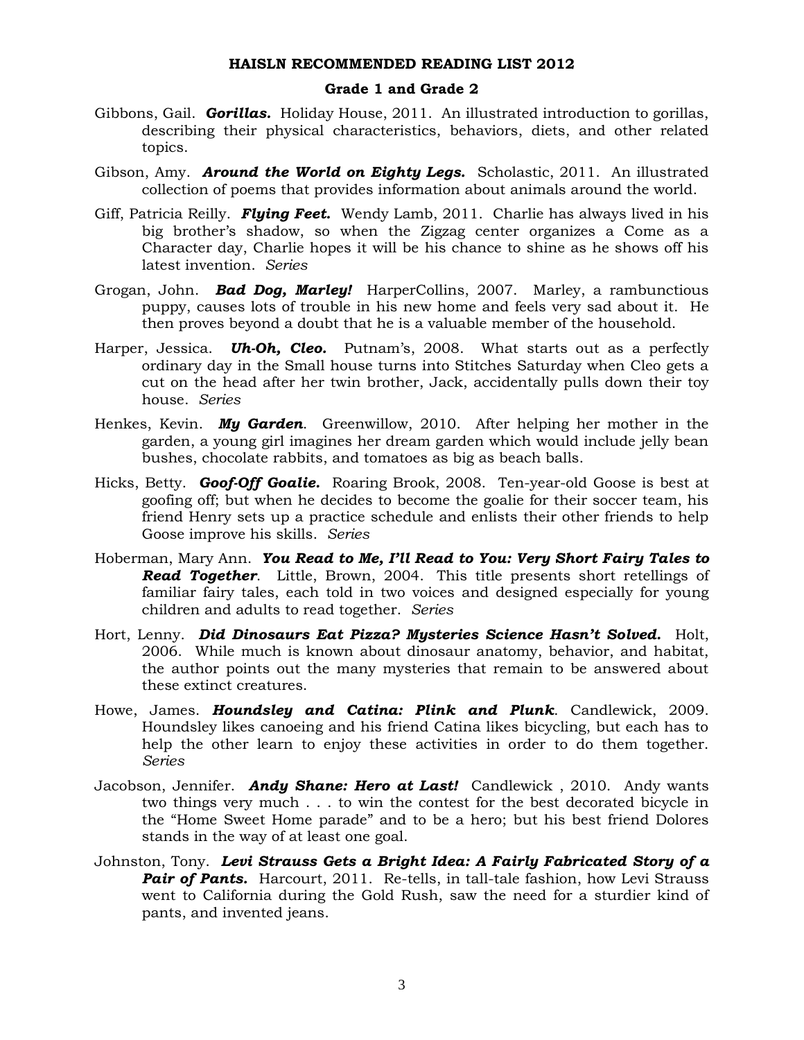# HAISLN RECOMMENDED READING LIST 2012

## Grade 1 and Grade 2

Gibbons, Gail. ***Gorillas.*** Holiday House, 2011. An illustrated introduction to gorillas, describing their physical characteristics, behaviors, diets, and other related topics.

Gibson, Amy. ***Around the World on Eighty Legs.*** Scholastic, 2011. An illustrated collection of poems that provides information about animals around the world.

Giff, Patricia Reilly. ***Flying Feet.*** Wendy Lamb, 2011. Charlie has always lived in his big brother's shadow, so when the Zigzag center organizes a Come as a Character day, Charlie hopes it will be his chance to shine as he shows off his latest invention. *Series*

Grogan, John. ***Bad Dog, Marley!*** HarperCollins, 2007. Marley, a rambunctious puppy, causes lots of trouble in his new home and feels very sad about it. He then proves beyond a doubt that he is a valuable member of the household.

Harper, Jessica. ***Uh-Oh, Cleo.*** Putnam's, 2008. What starts out as a perfectly ordinary day in the Small house turns into Stitches Saturday when Cleo gets a cut on the head after her twin brother, Jack, accidentally pulls down their toy house. *Series*

Henkes, Kevin. ***My Garden***. Greenwillow, 2010. After helping her mother in the garden, a young girl imagines her dream garden which would include jelly bean bushes, chocolate rabbits, and tomatoes as big as beach balls.

Hicks, Betty. ***Goof-Off Goalie.*** Roaring Brook, 2008. Ten-year-old Goose is best at goofing off; but when he decides to become the goalie for their soccer team, his friend Henry sets up a practice schedule and enlists their other friends to help Goose improve his skills. *Series*

Hoberman, Mary Ann. ***You Read to Me, I'll Read to You: Very Short Fairy Tales to Read Together***. Little, Brown, 2004. This title presents short retellings of familiar fairy tales, each told in two voices and designed especially for young children and adults to read together. *Series*

Hort, Lenny. ***Did Dinosaurs Eat Pizza? Mysteries Science Hasn't Solved.*** Holt, 2006. While much is known about dinosaur anatomy, behavior, and habitat, the author points out the many mysteries that remain to be answered about these extinct creatures.

Howe, James. ***Houndsley and Catina: Plink and Plunk***. Candlewick, 2009. Houndsley likes canoeing and his friend Catina likes bicycling, but each has to help the other learn to enjoy these activities in order to do them together. *Series*

Jacobson, Jennifer. ***Andy Shane: Hero at Last!*** Candlewick , 2010. Andy wants two things very much . . . to win the contest for the best decorated bicycle in the "Home Sweet Home parade" and to be a hero; but his best friend Dolores stands in the way of at least one goal.

Johnston, Tony. ***Levi Strauss Gets a Bright Idea: A Fairly Fabricated Story of a Pair of Pants.*** Harcourt, 2011. Re-tells, in tall-tale fashion, how Levi Strauss went to California during the Gold Rush, saw the need for a sturdier kind of pants, and invented jeans.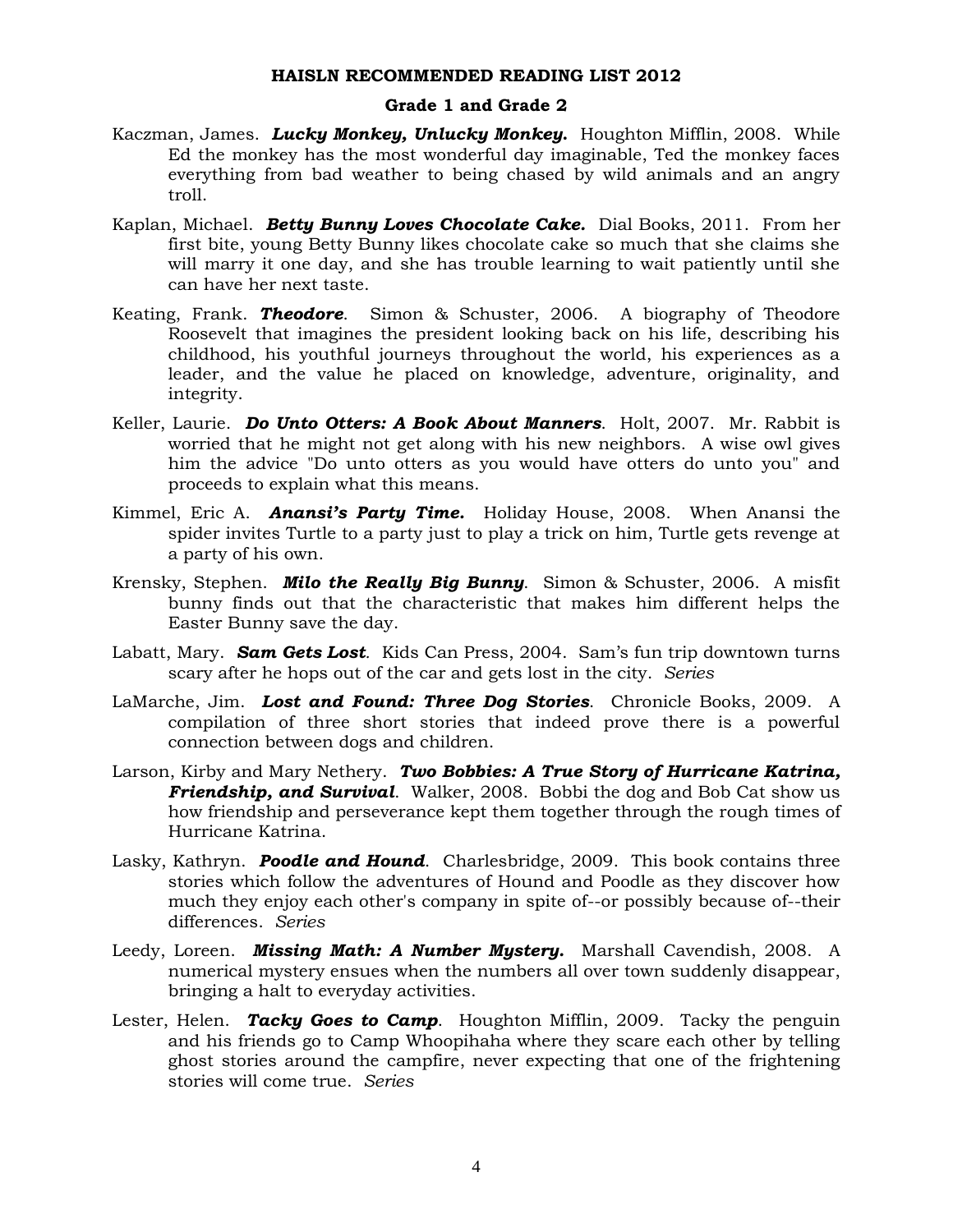**HAISLN RECOMMENDED READING LIST 2012**

**Grade 1 and Grade 2**

Kaczman, James. ***Lucky Monkey, Unlucky Monkey.*** Houghton Mifflin, 2008. While Ed the monkey has the most wonderful day imaginable, Ted the monkey faces everything from bad weather to being chased by wild animals and an angry troll.

Kaplan, Michael. ***Betty Bunny Loves Chocolate Cake.*** Dial Books, 2011. From her first bite, young Betty Bunny likes chocolate cake so much that she claims she will marry it one day, and she has trouble learning to wait patiently until she can have her next taste.

Keating, Frank. ***Theodore***. Simon & Schuster, 2006. A biography of Theodore Roosevelt that imagines the president looking back on his life, describing his childhood, his youthful journeys throughout the world, his experiences as a leader, and the value he placed on knowledge, adventure, originality, and integrity.

Keller, Laurie. ***Do Unto Otters: A Book About Manners***. Holt, 2007. Mr. Rabbit is worried that he might not get along with his new neighbors. A wise owl gives him the advice "Do unto otters as you would have otters do unto you" and proceeds to explain what this means.

Kimmel, Eric A. ***Anansi's Party Time.*** Holiday House, 2008. When Anansi the spider invites Turtle to a party just to play a trick on him, Turtle gets revenge at a party of his own.

Krensky, Stephen. ***Milo the Really Big Bunny***. Simon & Schuster, 2006. A misfit bunny finds out that the characteristic that makes him different helps the Easter Bunny save the day.

Labatt, Mary. ***Sam Gets Lost***. Kids Can Press, 2004. Sam's fun trip downtown turns scary after he hops out of the car and gets lost in the city. *Series*

LaMarche, Jim. ***Lost and Found: Three Dog Stories***. Chronicle Books, 2009. A compilation of three short stories that indeed prove there is a powerful connection between dogs and children.

Larson, Kirby and Mary Nethery. ***Two Bobbies: A True Story of Hurricane Katrina, Friendship, and Survival***. Walker, 2008. Bobbi the dog and Bob Cat show us how friendship and perseverance kept them together through the rough times of Hurricane Katrina.

Lasky, Kathryn. ***Poodle and Hound***. Charlesbridge, 2009. This book contains three stories which follow the adventures of Hound and Poodle as they discover how much they enjoy each other's company in spite of--or possibly because of--their differences. *Series*

Leedy, Loreen. ***Missing Math: A Number Mystery.*** Marshall Cavendish, 2008. A numerical mystery ensues when the numbers all over town suddenly disappear, bringing a halt to everyday activities.

Lester, Helen. ***Tacky Goes to Camp***. Houghton Mifflin, 2009. Tacky the penguin and his friends go to Camp Whoopihaha where they scare each other by telling ghost stories around the campfire, never expecting that one of the frightening stories will come true. *Series*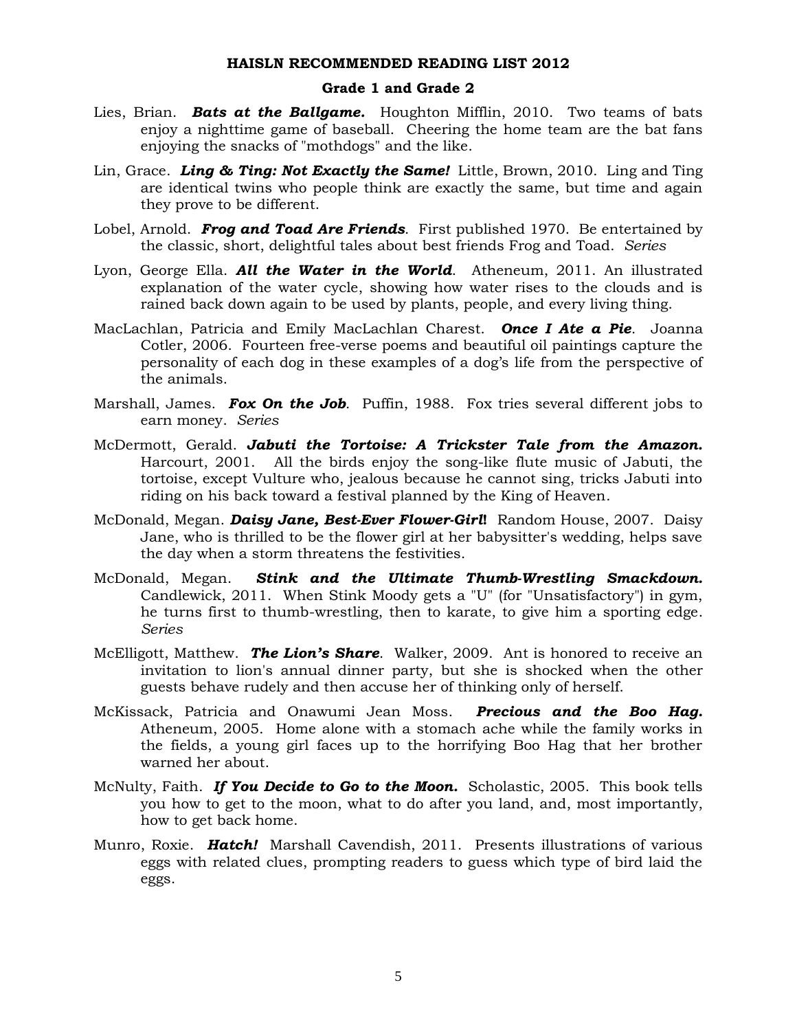## HAISLN RECOMMENDED READING LIST 2012

### Grade 1 and Grade 2

Lies, Brian. ***Bats at the Ballgame.*** Houghton Mifflin, 2010. Two teams of bats enjoy a nighttime game of baseball. Cheering the home team are the bat fans enjoying the snacks of "mothdogs" and the like.

Lin, Grace. ***Ling & Ting: Not Exactly the Same!*** Little, Brown, 2010. Ling and Ting are identical twins who people think are exactly the same, but time and again they prove to be different.

Lobel, Arnold. ***Frog and Toad Are Friends***. First published 1970. Be entertained by the classic, short, delightful tales about best friends Frog and Toad. *Series*

Lyon, George Ella. ***All the Water in the World***. Atheneum, 2011. An illustrated explanation of the water cycle, showing how water rises to the clouds and is rained back down again to be used by plants, people, and every living thing.

MacLachlan, Patricia and Emily MacLachlan Charest. ***Once I Ate a Pie***. Joanna Cotler, 2006. Fourteen free-verse poems and beautiful oil paintings capture the personality of each dog in these examples of a dog's life from the perspective of the animals.

Marshall, James. ***Fox On the Job***. Puffin, 1988. Fox tries several different jobs to earn money. *Series*

McDermott, Gerald. ***Jabuti the Tortoise: A Trickster Tale from the Amazon.*** Harcourt, 2001. All the birds enjoy the song-like flute music of Jabuti, the tortoise, except Vulture who, jealous because he cannot sing, tricks Jabuti into riding on his back toward a festival planned by the King of Heaven.

McDonald, Megan. ***Daisy Jane, Best-Ever Flower-Girl!*** Random House, 2007. Daisy Jane, who is thrilled to be the flower girl at her babysitter's wedding, helps save the day when a storm threatens the festivities.

McDonald, Megan. ***Stink and the Ultimate Thumb-Wrestling Smackdown.*** Candlewick, 2011. When Stink Moody gets a "U" (for "Unsatisfactory") in gym, he turns first to thumb-wrestling, then to karate, to give him a sporting edge. *Series*

McElligott, Matthew. ***The Lion's Share***. Walker, 2009. Ant is honored to receive an invitation to lion's annual dinner party, but she is shocked when the other guests behave rudely and then accuse her of thinking only of herself.

McKissack, Patricia and Onawumi Jean Moss. ***Precious and the Boo Hag.*** Atheneum, 2005. Home alone with a stomach ache while the family works in the fields, a young girl faces up to the horrifying Boo Hag that her brother warned her about.

McNulty, Faith. ***If You Decide to Go to the Moon.*** Scholastic, 2005. This book tells you how to get to the moon, what to do after you land, and, most importantly, how to get back home.

Munro, Roxie. ***Hatch!*** Marshall Cavendish, 2011. Presents illustrations of various eggs with related clues, prompting readers to guess which type of bird laid the eggs.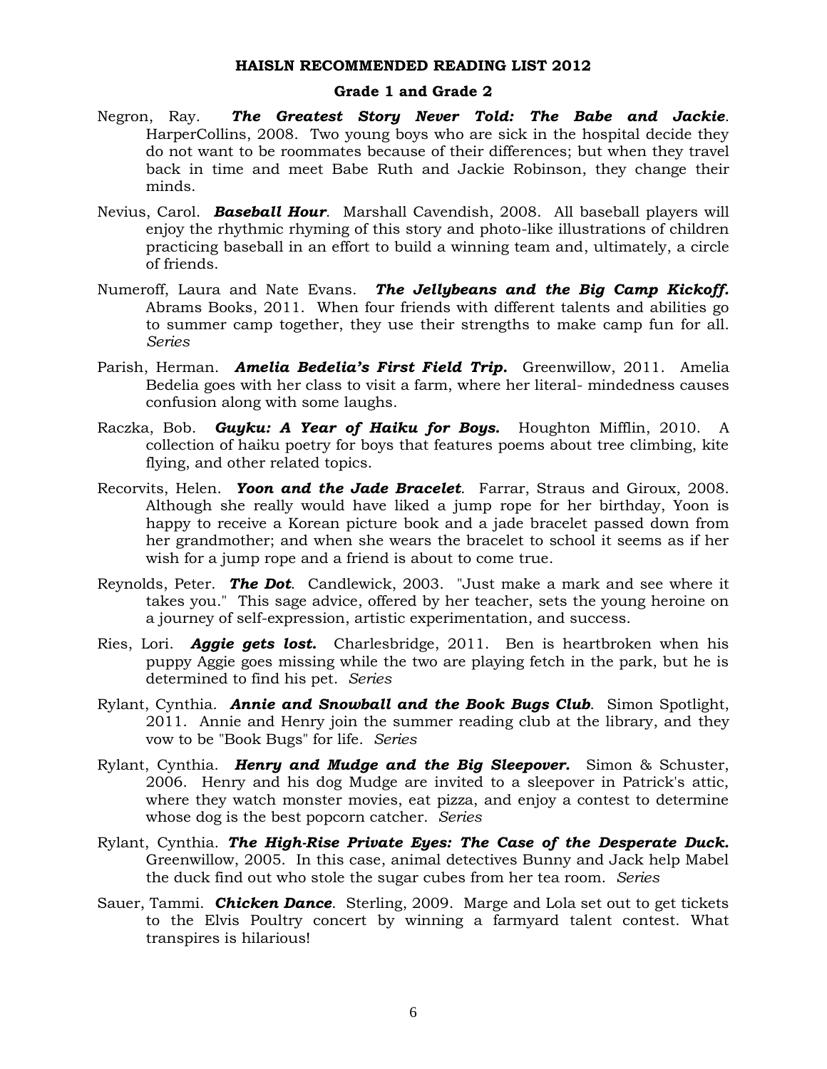**HAISLN RECOMMENDED READING LIST 2012**

**Grade 1 and Grade 2**

Negron, Ray. ***The Greatest Story Never Told: The Babe and Jackie***. HarperCollins, 2008. Two young boys who are sick in the hospital decide they do not want to be roommates because of their differences; but when they travel back in time and meet Babe Ruth and Jackie Robinson, they change their minds.

Nevius, Carol. ***Baseball Hour***. Marshall Cavendish, 2008. All baseball players will enjoy the rhythmic rhyming of this story and photo-like illustrations of children practicing baseball in an effort to build a winning team and, ultimately, a circle of friends.

Numeroff, Laura and Nate Evans. ***The Jellybeans and the Big Camp Kickoff.*** Abrams Books, 2011. When four friends with different talents and abilities go to summer camp together, they use their strengths to make camp fun for all. *Series*

Parish, Herman. ***Amelia Bedelia's First Field Trip.*** Greenwillow, 2011. Amelia Bedelia goes with her class to visit a farm, where her literal- mindedness causes confusion along with some laughs.

Raczka, Bob. ***Guyku: A Year of Haiku for Boys.*** Houghton Mifflin, 2010. A collection of haiku poetry for boys that features poems about tree climbing, kite flying, and other related topics.

Recorvits, Helen. ***Yoon and the Jade Bracelet***. Farrar, Straus and Giroux, 2008. Although she really would have liked a jump rope for her birthday, Yoon is happy to receive a Korean picture book and a jade bracelet passed down from her grandmother; and when she wears the bracelet to school it seems as if her wish for a jump rope and a friend is about to come true.

Reynolds, Peter. ***The Dot***. Candlewick, 2003. "Just make a mark and see where it takes you." This sage advice, offered by her teacher, sets the young heroine on a journey of self-expression, artistic experimentation, and success.

Ries, Lori. ***Aggie gets lost.*** Charlesbridge, 2011. Ben is heartbroken when his puppy Aggie goes missing while the two are playing fetch in the park, but he is determined to find his pet. *Series*

Rylant, Cynthia. ***Annie and Snowball and the Book Bugs Club***. Simon Spotlight, 2011. Annie and Henry join the summer reading club at the library, and they vow to be "Book Bugs" for life. *Series*

Rylant, Cynthia. ***Henry and Mudge and the Big Sleepover.*** Simon & Schuster, 2006. Henry and his dog Mudge are invited to a sleepover in Patrick's attic, where they watch monster movies, eat pizza, and enjoy a contest to determine whose dog is the best popcorn catcher. *Series*

Rylant, Cynthia. ***The High-Rise Private Eyes: The Case of the Desperate Duck.*** Greenwillow, 2005. In this case, animal detectives Bunny and Jack help Mabel the duck find out who stole the sugar cubes from her tea room. *Series*

Sauer, Tammi. ***Chicken Dance***. Sterling, 2009. Marge and Lola set out to get tickets to the Elvis Poultry concert by winning a farmyard talent contest. What transpires is hilarious!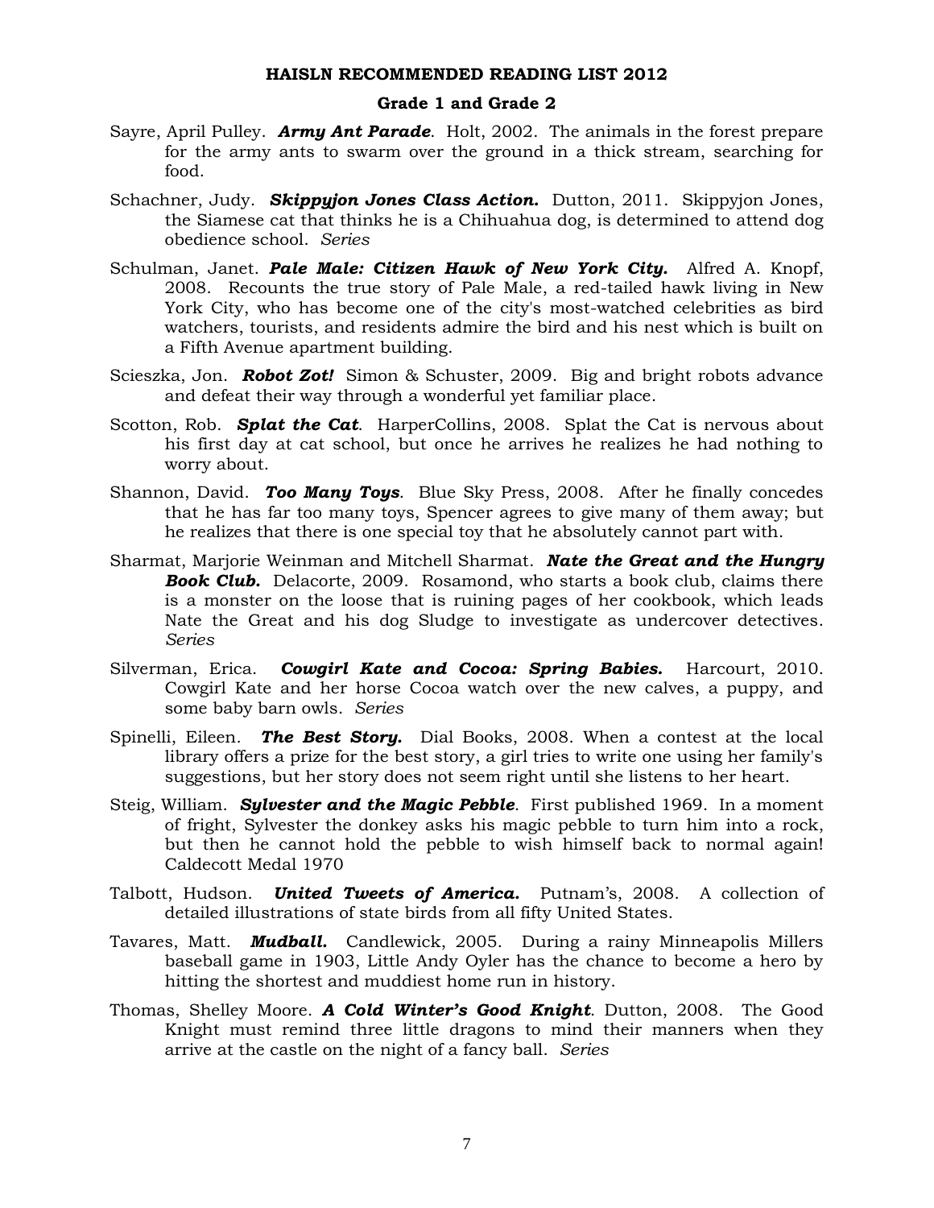**HAISLN RECOMMENDED READING LIST 2012**

**Grade 1 and Grade 2**

Sayre, April Pulley. ***Army Ant Parade***. Holt, 2002. The animals in the forest prepare for the army ants to swarm over the ground in a thick stream, searching for food.

Schachner, Judy. ***Skippyjon Jones Class Action.*** Dutton, 2011. Skippyjon Jones, the Siamese cat that thinks he is a Chihuahua dog, is determined to attend dog obedience school. *Series*

Schulman, Janet. ***Pale Male: Citizen Hawk of New York City.*** Alfred A. Knopf, 2008. Recounts the true story of Pale Male, a red-tailed hawk living in New York City, who has become one of the city's most-watched celebrities as bird watchers, tourists, and residents admire the bird and his nest which is built on a Fifth Avenue apartment building.

Scieszka, Jon. ***Robot Zot!*** Simon & Schuster, 2009. Big and bright robots advance and defeat their way through a wonderful yet familiar place.

Scotton, Rob. ***Splat the Cat***. HarperCollins, 2008. Splat the Cat is nervous about his first day at cat school, but once he arrives he realizes he had nothing to worry about.

Shannon, David. ***Too Many Toys***. Blue Sky Press, 2008. After he finally concedes that he has far too many toys, Spencer agrees to give many of them away; but he realizes that there is one special toy that he absolutely cannot part with.

Sharmat, Marjorie Weinman and Mitchell Sharmat. ***Nate the Great and the Hungry Book Club.*** Delacorte, 2009. Rosamond, who starts a book club, claims there is a monster on the loose that is ruining pages of her cookbook, which leads Nate the Great and his dog Sludge to investigate as undercover detectives. *Series*

Silverman, Erica. ***Cowgirl Kate and Cocoa: Spring Babies.*** Harcourt, 2010. Cowgirl Kate and her horse Cocoa watch over the new calves, a puppy, and some baby barn owls. *Series*

Spinelli, Eileen. ***The Best Story.*** Dial Books, 2008. When a contest at the local library offers a prize for the best story, a girl tries to write one using her family's suggestions, but her story does not seem right until she listens to her heart.

Steig, William. ***Sylvester and the Magic Pebble***. First published 1969. In a moment of fright, Sylvester the donkey asks his magic pebble to turn him into a rock, but then he cannot hold the pebble to wish himself back to normal again! Caldecott Medal 1970

Talbott, Hudson. ***United Tweets of America.*** Putnam's, 2008. A collection of detailed illustrations of state birds from all fifty United States.

Tavares, Matt. ***Mudball.*** Candlewick, 2005. During a rainy Minneapolis Millers baseball game in 1903, Little Andy Oyler has the chance to become a hero by hitting the shortest and muddiest home run in history.

Thomas, Shelley Moore. ***A Cold Winter's Good Knight***. Dutton, 2008. The Good Knight must remind three little dragons to mind their manners when they arrive at the castle on the night of a fancy ball. *Series*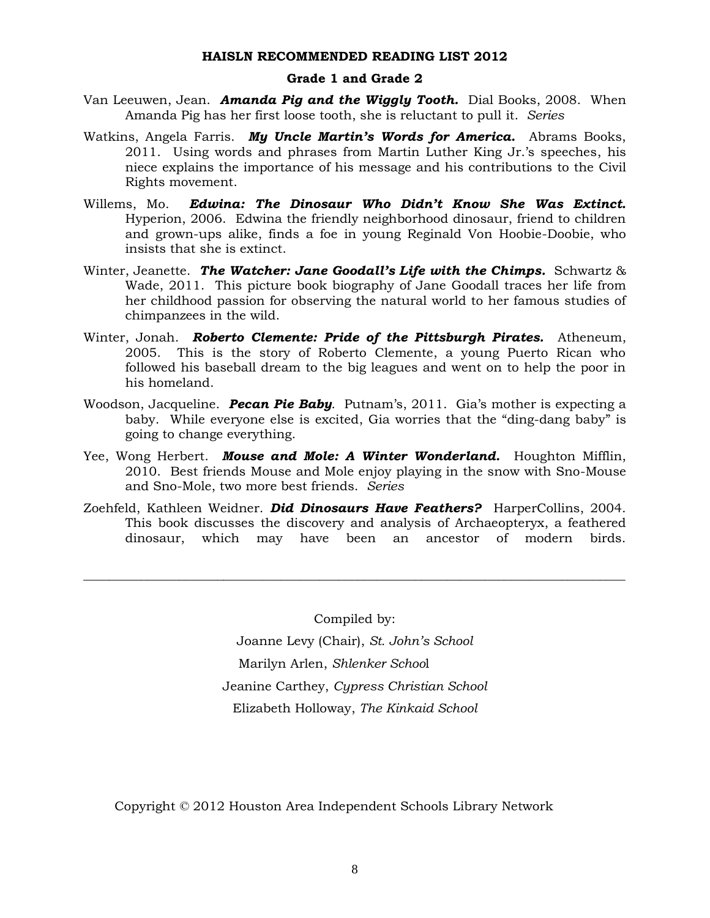**HAISLN RECOMMENDED READING LIST 2012**

**Grade 1 and Grade 2**

Van Leeuwen, Jean. ***Amanda Pig and the Wiggly Tooth.*** Dial Books, 2008. When Amanda Pig has her first loose tooth, she is reluctant to pull it. *Series*

Watkins, Angela Farris. ***My Uncle Martin's Words for America.*** Abrams Books, 2011. Using words and phrases from Martin Luther King Jr.'s speeches, his niece explains the importance of his message and his contributions to the Civil Rights movement.

Willems, Mo. ***Edwina: The Dinosaur Who Didn't Know She Was Extinct.*** Hyperion, 2006. Edwina the friendly neighborhood dinosaur, friend to children and grown-ups alike, finds a foe in young Reginald Von Hoobie-Doobie, who insists that she is extinct.

Winter, Jeanette. ***The Watcher: Jane Goodall's Life with the Chimps.*** Schwartz & Wade, 2011. This picture book biography of Jane Goodall traces her life from her childhood passion for observing the natural world to her famous studies of chimpanzees in the wild.

Winter, Jonah. ***Roberto Clemente: Pride of the Pittsburgh Pirates.*** Atheneum, 2005. This is the story of Roberto Clemente, a young Puerto Rican who followed his baseball dream to the big leagues and went on to help the poor in his homeland.

Woodson, Jacqueline. ***Pecan Pie Baby***. Putnam's, 2011. Gia's mother is expecting a baby. While everyone else is excited, Gia worries that the "ding-dang baby" is going to change everything.

Yee, Wong Herbert. ***Mouse and Mole: A Winter Wonderland.*** Houghton Mifflin, 2010. Best friends Mouse and Mole enjoy playing in the snow with Sno-Mouse and Sno-Mole, two more best friends. *Series*

Zoehfeld, Kathleen Weidner. ***Did Dinosaurs Have Feathers?*** HarperCollins, 2004. This book discusses the discovery and analysis of Archaeopteryx, a feathered dinosaur, which may have been an ancestor of modern birds.

---

Compiled by:

Joanne Levy (Chair), *St. John's School*

Marilyn Arlen, *Shlenker School*

Jeanine Carthey, *Cypress Christian School*

Elizabeth Holloway, *The Kinkaid School*

Copyright © 2012 Houston Area Independent Schools Library Network